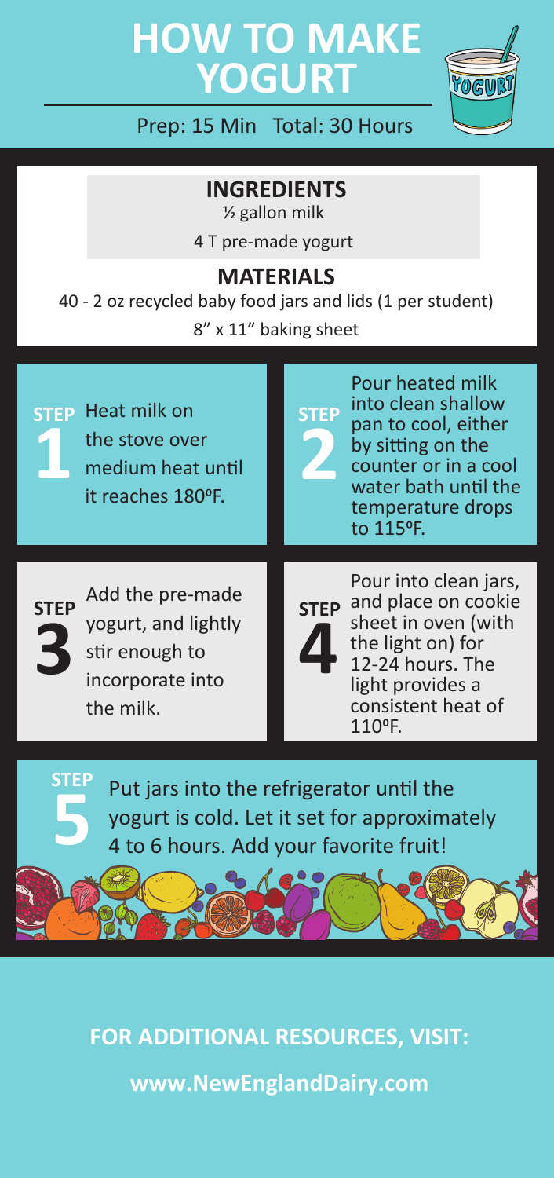# HOW TO MAKE YOGURT

Prep: 15 Min Total: 30 Hours

## INGREDIENTS

½ gallon milk

4 T pre-made yogurt

## MATERIALS

40 - 2 oz recycled baby food jars and lids (1 per student)

8" x 11" baking sheet

**STEP 1** Heat milk on the stove over medium heat until it reaches 180ºF.

**STEP 2** Pour heated milk into clean shallow pan to cool, either by sitting on the counter or in a cool water bath until the temperature drops to 115ºF.

**STEP 3** Add the pre-made yogurt, and lightly stir enough to incorporate into the milk.

**STEP 4** Pour into clean jars, and place on cookie sheet in oven (with the light on) for 12-24 hours. The light provides a consistent heat of 110ºF.

**STEP 5** Put jars into the refrigerator until the yogurt is cold. Let it set for approximately 4 to 6 hours. Add your favorite fruit!

**FOR ADDITIONAL RESOURCES, VISIT:**

**www.NewEnglandDairy.com**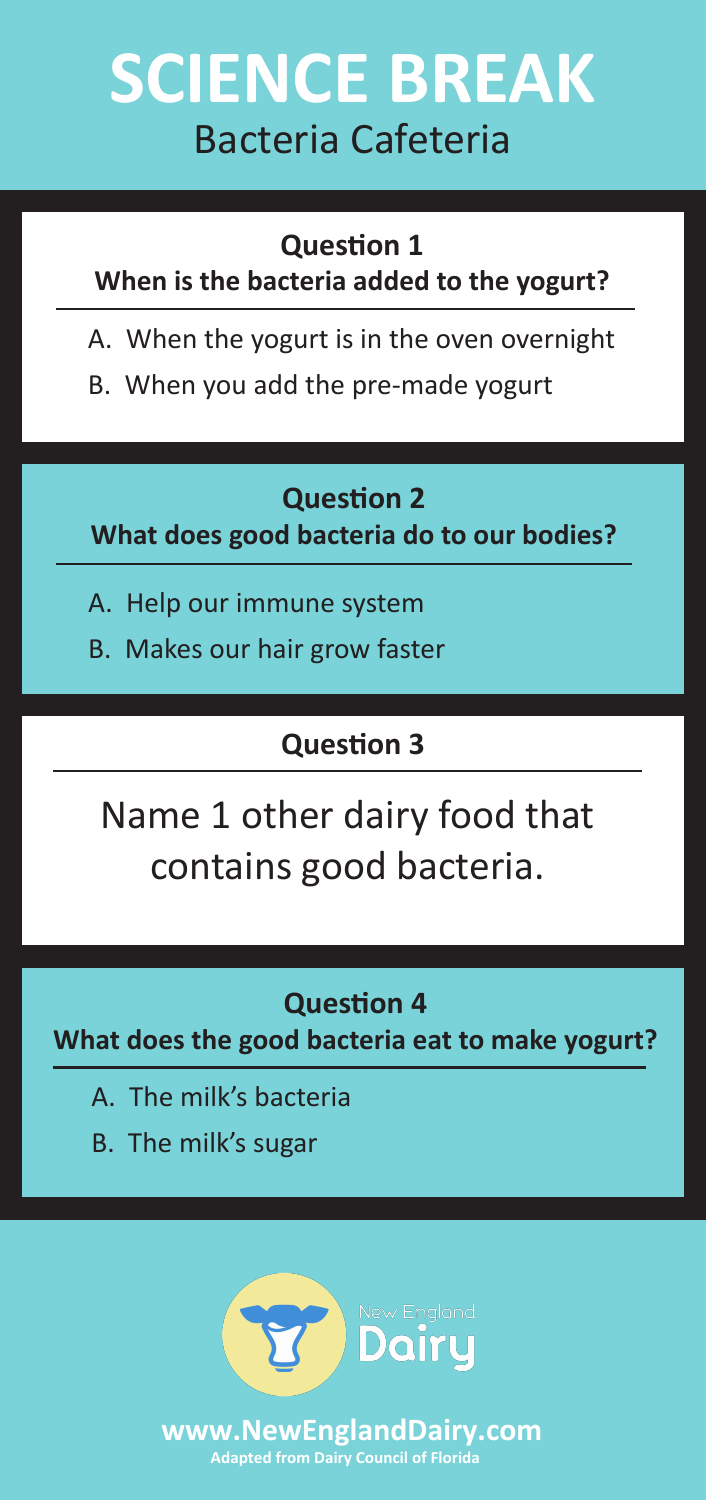# SCIENCE BREAK

## Bacteria Cafeteria

### Question 1

**When is the bacteria added to the yogurt?**

A. When the yogurt is in the oven overnight

B. When you add the pre-made yogurt

### Question 2

**What does good bacteria do to our bodies?**

A. Help our immune system

B. Makes our hair grow faster

### Question 3

Name 1 other dairy food that contains good bacteria.

### Question 4

**What does the good bacteria eat to make yogurt?**

A. The milk's bacteria

B. The milk's sugar

New England Dairy

**www.NewEnglandDairy.com**

**Adapted from Dairy Council of Florida**